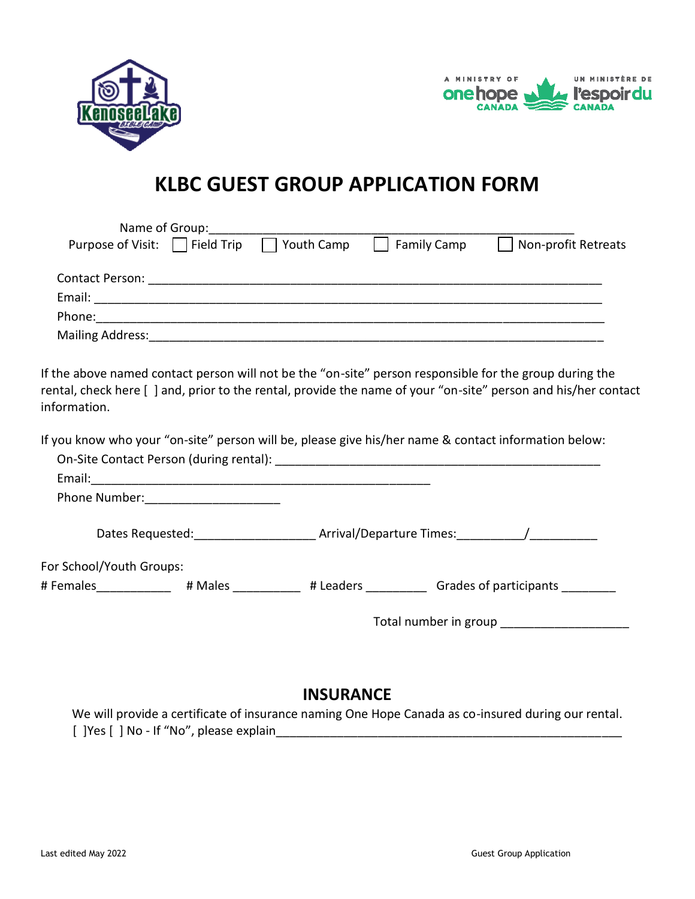# KLBC GUEST GROUP APPLICATION FORM

Name of Group:_______________________________________________________

Purpose of Visit: ☐ Field Trip ☐ Youth Camp ☐ Family Camp ☐ Non-profit Retreats

Contact Person: _____________________________________________________________________

Email: _____________________________________________________________________________

Phone:_____________________________________________________________________________

Mailing Address:_____________________________________________________________________

If the above named contact person will not be the "on-site" person responsible for the group during the rental, check here [ ] and, prior to the rental, provide the name of your "on-site" person and his/her contact information.

If you know who your "on-site" person will be, please give his/her name & contact information below:

On-Site Contact Person (during rental): _______________________________________________

Email:___________________________________________________

Phone Number:____________________

Dates Requested:__________________ Arrival/Departure Times:__________/__________

For School/Youth Groups:

# Females___________ # Males __________ # Leaders _________ Grades of participants ________

Total number in group ___________________

## INSURANCE

We will provide a certificate of insurance naming One Hope Canada as co-insured during our rental.
[ ]Yes [ ] No - If "No", please explain____________________________________________________

Last edited May 2022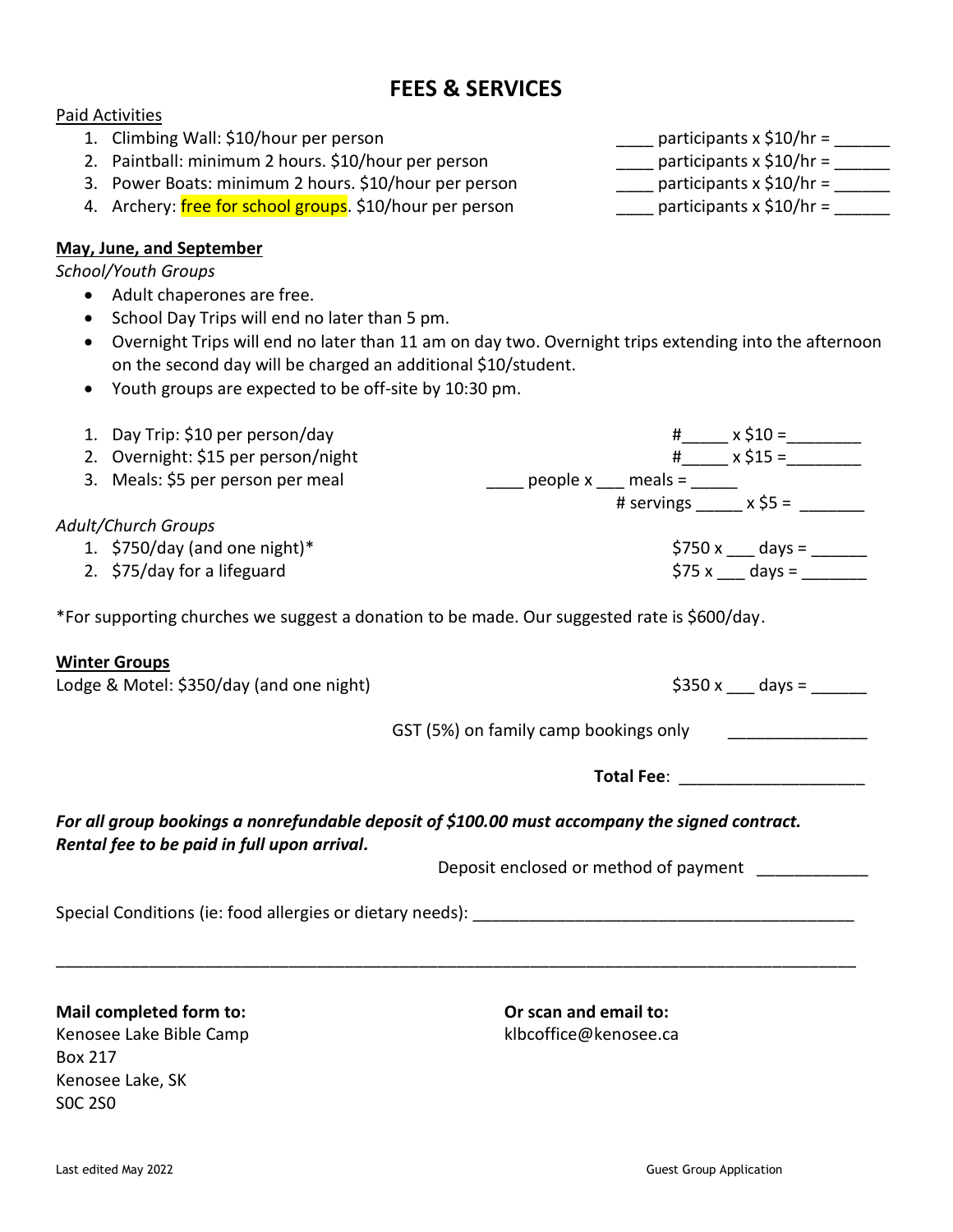# FEES & SERVICES

Paid Activities

1. Climbing Wall: $10/hour per person ____ participants x $10/hr = ______
2. Paintball: minimum 2 hours. $10/hour per person ____ participants x $10/hr = ______
3. Power Boats: minimum 2 hours. $10/hour per person ____ participants x $10/hr = ______
4. Archery: free for school groups. $10/hour per person ____ participants x $10/hr = ______

**May, June, and September**

*School/Youth Groups*

- Adult chaperones are free.
- School Day Trips will end no later than 5 pm.
- Overnight Trips will end no later than 11 am on day two. Overnight trips extending into the afternoon on the second day will be charged an additional $10/student.
- Youth groups are expected to be off-site by 10:30 pm.

1. Day Trip: $10 per person/day #_____ x $10 =________
2. Overnight: $15 per person/night #_____ x $15 =________
3. Meals: $5 per person per meal ____ people x ___ meals = _____
   # servings _____ x $5 = _______

*Adult/Church Groups*

1. $750/day (and one night)* $750 x ___ days = ______
2. $75/day for a lifeguard $75 x ___ days = _______

*For supporting churches we suggest a donation to be made. Our suggested rate is $600/day.

**Winter Groups**

Lodge & Motel: $350/day (and one night) $350 x ___ days = ______

GST (5%) on family camp bookings only _______________

**Total Fee**: ____________________

***For all group bookings a nonrefundable deposit of $100.00 must accompany the signed contract. Rental fee to be paid in full upon arrival.***

Deposit enclosed or method of payment ____________

Special Conditions (ie: food allergies or dietary needs): _________________________________________

_________________________________________________________________________________________

**Mail completed form to:**
Kenosee Lake Bible Camp
Box 217
Kenosee Lake, SK
S0C 2S0

**Or scan and email to:**
klbcoffice@kenosee.ca

Last edited May 2022

Guest Group Application